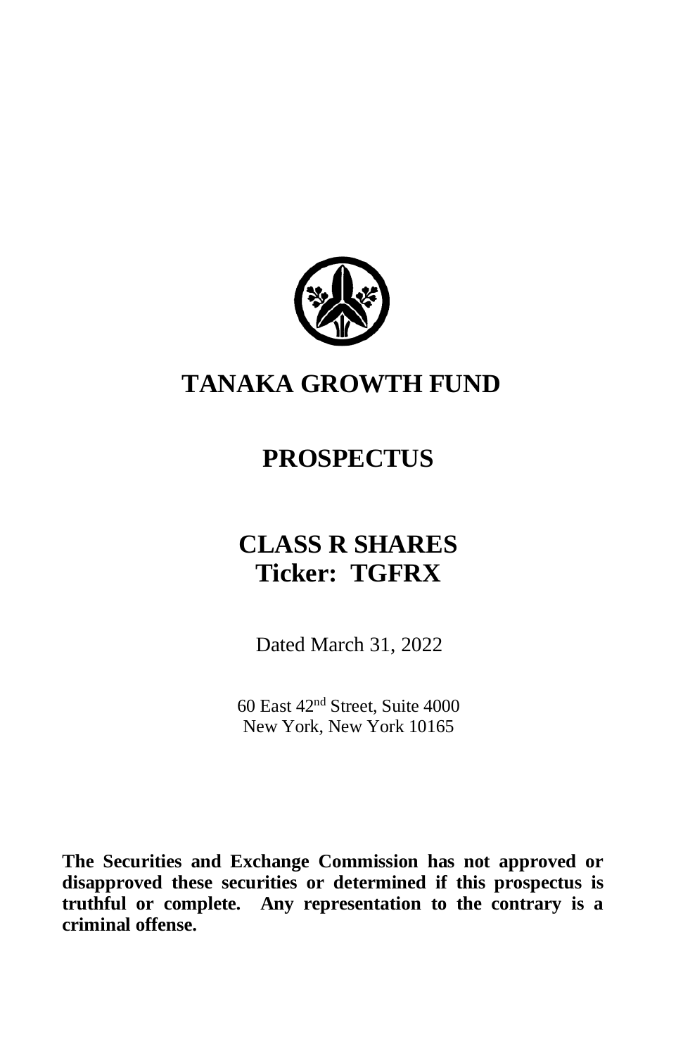# TANAKA GROWTH FUND

# PROSPECTUS

# CLASS R SHARES
# Ticker: TGFRX

Dated March 31, 2022

60 East 42nd Street, Suite 4000
New York, New York 10165

**The Securities and Exchange Commission has not approved or disapproved these securities or determined if this prospectus is truthful or complete. Any representation to the contrary is a criminal offense.**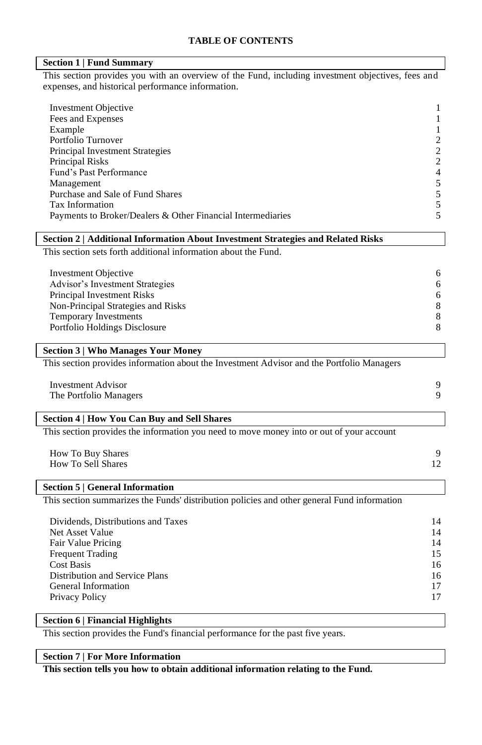# TABLE OF CONTENTS

## Section 1 | Fund Summary

This section provides you with an overview of the Fund, including investment objectives, fees and expenses, and historical performance information.

| | |
|---|---|
| Investment Objective | 1 |
| Fees and Expenses | 1 |
| Example | 1 |
| Portfolio Turnover | 2 |
| Principal Investment Strategies | 2 |
| Principal Risks | 2 |
| Fund's Past Performance | 4 |
| Management | 5 |
| Purchase and Sale of Fund Shares | 5 |
| Tax Information | 5 |
| Payments to Broker/Dealers & Other Financial Intermediaries | 5 |

## Section 2 | Additional Information About Investment Strategies and Related Risks

This section sets forth additional information about the Fund.

| | |
|---|---|
| Investment Objective | 6 |
| Advisor's Investment Strategies | 6 |
| Principal Investment Risks | 6 |
| Non-Principal Strategies and Risks | 8 |
| Temporary Investments | 8 |
| Portfolio Holdings Disclosure | 8 |

## Section 3 | Who Manages Your Money

This section provides information about the Investment Advisor and the Portfolio Managers

| | |
|---|---|
| Investment Advisor | 9 |
| The Portfolio Managers | 9 |

## Section 4 | How You Can Buy and Sell Shares

This section provides the information you need to move money into or out of your account

| | |
|---|---|
| How To Buy Shares | 9 |
| How To Sell Shares | 12 |

## Section 5 | General Information

This section summarizes the Funds' distribution policies and other general Fund information

| | |
|---|---|
| Dividends, Distributions and Taxes | 14 |
| Net Asset Value | 14 |
| Fair Value Pricing | 14 |
| Frequent Trading | 15 |
| Cost Basis | 16 |
| Distribution and Service Plans | 16 |
| General Information | 17 |
| Privacy Policy | 17 |

## Section 6 | Financial Highlights

This section provides the Fund's financial performance for the past five years.

## Section 7 | For More Information

**This section tells you how to obtain additional information relating to the Fund.**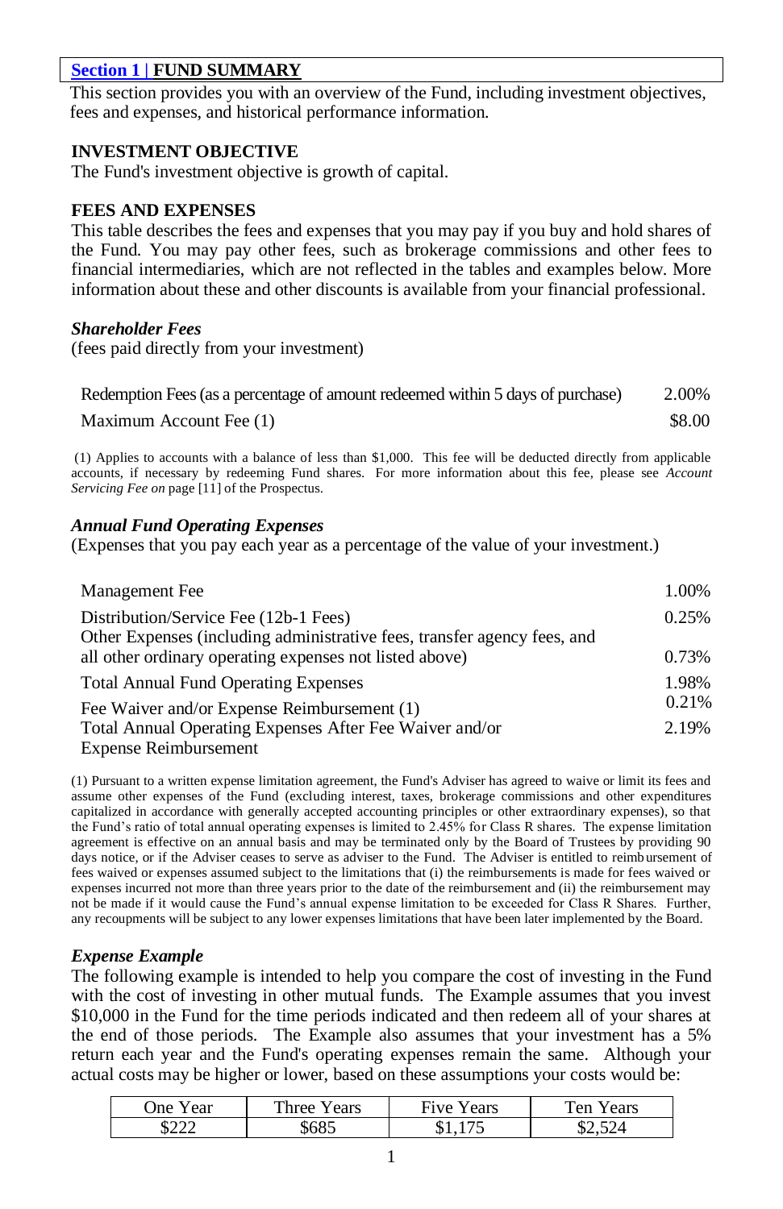## Section 1 | FUND SUMMARY

This section provides you with an overview of the Fund, including investment objectives, fees and expenses, and historical performance information.

### INVESTMENT OBJECTIVE

The Fund's investment objective is growth of capital.

### FEES AND EXPENSES

This table describes the fees and expenses that you may pay if you buy and hold shares of the Fund. You may pay other fees, such as brokerage commissions and other fees to financial intermediaries, which are not reflected in the tables and examples below. More information about these and other discounts is available from your financial professional.

***Shareholder Fees***

(fees paid directly from your investment)

| | |
|---|---|
| Redemption Fees (as a percentage of amount redeemed within 5 days of purchase) | 2.00% |
| Maximum Account Fee (1) | $8.00 |

(1) Applies to accounts with a balance of less than $1,000. This fee will be deducted directly from applicable accounts, if necessary by redeeming Fund shares. For more information about this fee, please see *Account Servicing Fee on* page [11] of the Prospectus.

***Annual Fund Operating Expenses***

(Expenses that you pay each year as a percentage of the value of your investment.)

| | |
|---|---|
| Management Fee | 1.00% |
| Distribution/Service Fee (12b-1 Fees) | 0.25% |
| Other Expenses (including administrative fees, transfer agency fees, and all other ordinary operating expenses not listed above) | 0.73% |
| Total Annual Fund Operating Expenses | 1.98% |
| Fee Waiver and/or Expense Reimbursement (1) | 0.21% |
| Total Annual Operating Expenses After Fee Waiver and/or Expense Reimbursement | 2.19% |

(1) Pursuant to a written expense limitation agreement, the Fund's Adviser has agreed to waive or limit its fees and assume other expenses of the Fund (excluding interest, taxes, brokerage commissions and other expenditures capitalized in accordance with generally accepted accounting principles or other extraordinary expenses), so that the Fund's ratio of total annual operating expenses is limited to 2.45% for Class R shares. The expense limitation agreement is effective on an annual basis and may be terminated only by the Board of Trustees by providing 90 days notice, or if the Adviser ceases to serve as adviser to the Fund. The Adviser is entitled to reimbursement of fees waived or expenses assumed subject to the limitations that (i) the reimbursements is made for fees waived or expenses incurred not more than three years prior to the date of the reimbursement and (ii) the reimbursement may not be made if it would cause the Fund's annual expense limitation to be exceeded for Class R Shares. Further, any recoupments will be subject to any lower expenses limitations that have been later implemented by the Board.

***Expense Example***

The following example is intended to help you compare the cost of investing in the Fund with the cost of investing in other mutual funds. The Example assumes that you invest $10,000 in the Fund for the time periods indicated and then redeem all of your shares at the end of those periods. The Example also assumes that your investment has a 5% return each year and the Fund's operating expenses remain the same. Although your actual costs may be higher or lower, based on these assumptions your costs would be:

| One Year | Three Years | Five Years | Ten Years |
|---|---|---|---|
| $222 | $685 | $1,175 | $2,524 |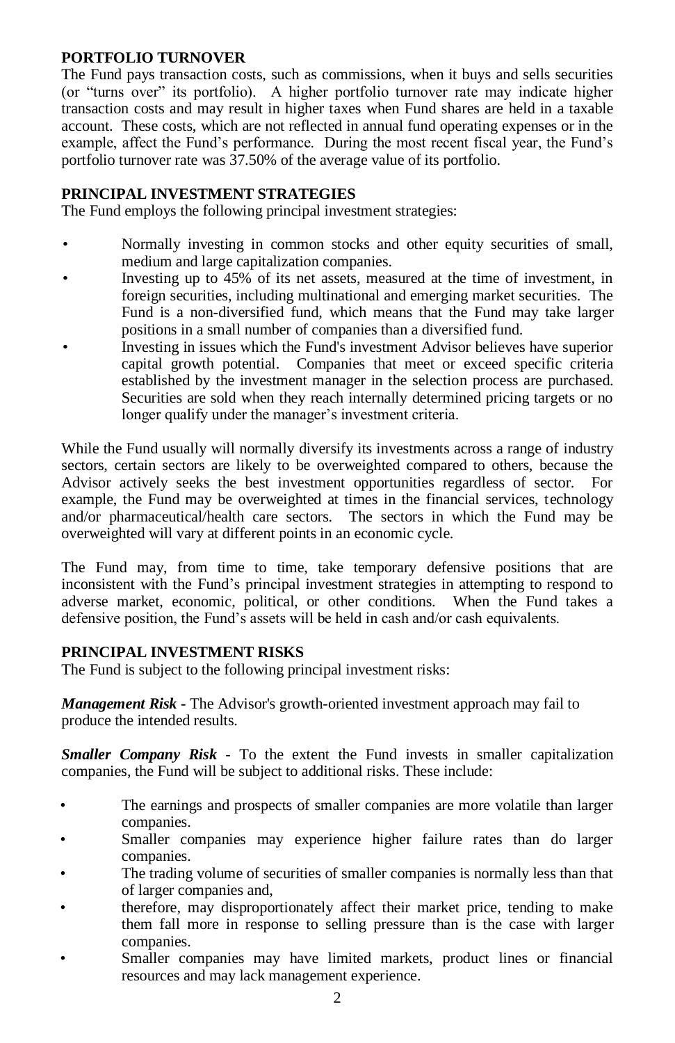## PORTFOLIO TURNOVER

The Fund pays transaction costs, such as commissions, when it buys and sells securities (or "turns over" its portfolio). A higher portfolio turnover rate may indicate higher transaction costs and may result in higher taxes when Fund shares are held in a taxable account. These costs, which are not reflected in annual fund operating expenses or in the example, affect the Fund's performance. During the most recent fiscal year, the Fund's portfolio turnover rate was 37.50% of the average value of its portfolio.

## PRINCIPAL INVESTMENT STRATEGIES

The Fund employs the following principal investment strategies:

- Normally investing in common stocks and other equity securities of small, medium and large capitalization companies.
- Investing up to 45% of its net assets, measured at the time of investment, in foreign securities, including multinational and emerging market securities. The Fund is a non-diversified fund, which means that the Fund may take larger positions in a small number of companies than a diversified fund.
- Investing in issues which the Fund's investment Advisor believes have superior capital growth potential. Companies that meet or exceed specific criteria established by the investment manager in the selection process are purchased. Securities are sold when they reach internally determined pricing targets or no longer qualify under the manager's investment criteria.

While the Fund usually will normally diversify its investments across a range of industry sectors, certain sectors are likely to be overweighted compared to others, because the Advisor actively seeks the best investment opportunities regardless of sector. For example, the Fund may be overweighted at times in the financial services, technology and/or pharmaceutical/health care sectors. The sectors in which the Fund may be overweighted will vary at different points in an economic cycle.

The Fund may, from time to time, take temporary defensive positions that are inconsistent with the Fund's principal investment strategies in attempting to respond to adverse market, economic, political, or other conditions. When the Fund takes a defensive position, the Fund's assets will be held in cash and/or cash equivalents.

## PRINCIPAL INVESTMENT RISKS

The Fund is subject to the following principal investment risks:

***Management Risk*** - The Advisor's growth-oriented investment approach may fail to produce the intended results.

***Smaller Company Risk*** - To the extent the Fund invests in smaller capitalization companies, the Fund will be subject to additional risks. These include:

- The earnings and prospects of smaller companies are more volatile than larger companies.
- Smaller companies may experience higher failure rates than do larger companies.
- The trading volume of securities of smaller companies is normally less than that of larger companies and,
- therefore, may disproportionately affect their market price, tending to make them fall more in response to selling pressure than is the case with larger companies.
- Smaller companies may have limited markets, product lines or financial resources and may lack management experience.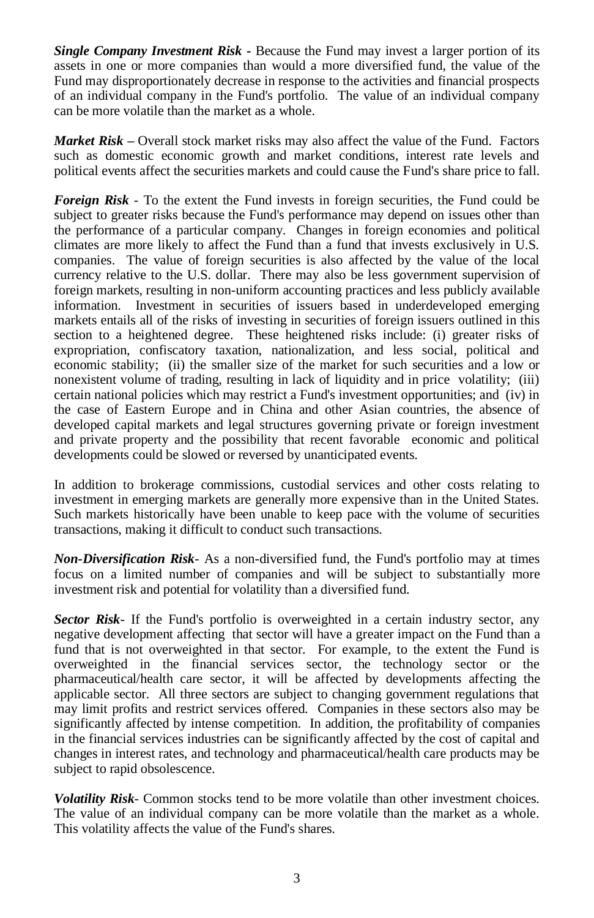***Single Company Investment Risk*** - Because the Fund may invest a larger portion of its assets in one or more companies than would a more diversified fund, the value of the Fund may disproportionately decrease in response to the activities and financial prospects of an individual company in the Fund's portfolio. The value of an individual company can be more volatile than the market as a whole.

***Market Risk*** – Overall stock market risks may also affect the value of the Fund. Factors such as domestic economic growth and market conditions, interest rate levels and political events affect the securities markets and could cause the Fund's share price to fall.

***Foreign Risk*** - To the extent the Fund invests in foreign securities, the Fund could be subject to greater risks because the Fund's performance may depend on issues other than the performance of a particular company. Changes in foreign economies and political climates are more likely to affect the Fund than a fund that invests exclusively in U.S. companies. The value of foreign securities is also affected by the value of the local currency relative to the U.S. dollar. There may also be less government supervision of foreign markets, resulting in non-uniform accounting practices and less publicly available information. Investment in securities of issuers based in underdeveloped emerging markets entails all of the risks of investing in securities of foreign issuers outlined in this section to a heightened degree. These heightened risks include: (i) greater risks of expropriation, confiscatory taxation, nationalization, and less social, political and economic stability; (ii) the smaller size of the market for such securities and a low or nonexistent volume of trading, resulting in lack of liquidity and in price volatility; (iii) certain national policies which may restrict a Fund's investment opportunities; and (iv) in the case of Eastern Europe and in China and other Asian countries, the absence of developed capital markets and legal structures governing private or foreign investment and private property and the possibility that recent favorable economic and political developments could be slowed or reversed by unanticipated events.

In addition to brokerage commissions, custodial services and other costs relating to investment in emerging markets are generally more expensive than in the United States. Such markets historically have been unable to keep pace with the volume of securities transactions, making it difficult to conduct such transactions.

***Non-Diversification Risk***- As a non-diversified fund, the Fund's portfolio may at times focus on a limited number of companies and will be subject to substantially more investment risk and potential for volatility than a diversified fund.

***Sector Risk***- If the Fund's portfolio is overweighted in a certain industry sector, any negative development affecting that sector will have a greater impact on the Fund than a fund that is not overweighted in that sector. For example, to the extent the Fund is overweighted in the financial services sector, the technology sector or the pharmaceutical/health care sector, it will be affected by developments affecting the applicable sector. All three sectors are subject to changing government regulations that may limit profits and restrict services offered. Companies in these sectors also may be significantly affected by intense competition. In addition, the profitability of companies in the financial services industries can be significantly affected by the cost of capital and changes in interest rates, and technology and pharmaceutical/health care products may be subject to rapid obsolescence.

***Volatility Risk***- Common stocks tend to be more volatile than other investment choices. The value of an individual company can be more volatile than the market as a whole. This volatility affects the value of the Fund's shares.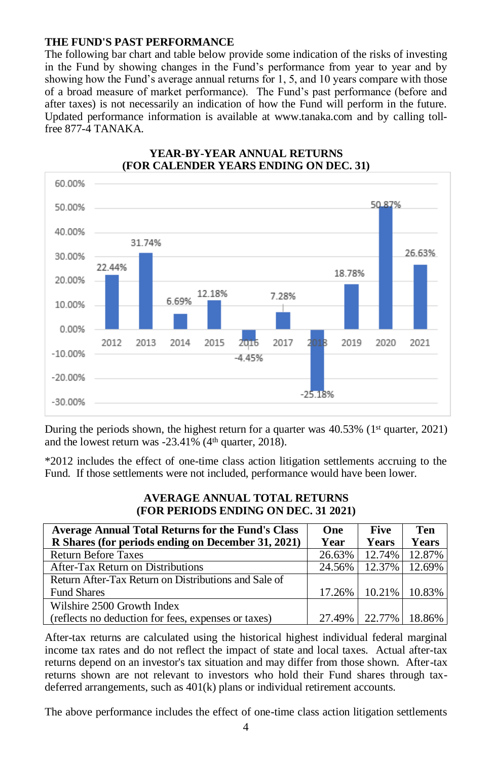**THE FUND'S PAST PERFORMANCE**

The following bar chart and table below provide some indication of the risks of investing in the Fund by showing changes in the Fund's performance from year to year and by showing how the Fund's average annual returns for 1, 5, and 10 years compare with those of a broad measure of market performance). The Fund's past performance (before and after taxes) is not necessarily an indication of how the Fund will perform in the future. Updated performance information is available at www.tanaka.com and by calling toll-free 877-4 TANAKA.

**YEAR-BY-YEAR ANNUAL RETURNS**
**(FOR CALENDER YEARS ENDING ON DEC. 31)**

| Year | Return |
|---|---|
| 2012 | 22.44% |
| 2013 | 31.74% |
| 2014 | 6.69% |
| 2015 | 12.18% |
| 2016 | -4.45% |
| 2017 | 7.28% |
| 2018 | -25.18% |
| 2019 | 18.78% |
| 2020 | 50.87% |
| 2021 | 26.63% |

During the periods shown, the highest return for a quarter was 40.53% (1st quarter, 2021) and the lowest return was -23.41% (4th quarter, 2018).

*2012 includes the effect of one-time class action litigation settlements accruing to the Fund. If those settlements were not included, performance would have been lower.

**AVERAGE ANNUAL TOTAL RETURNS**
**(FOR PERIODS ENDING ON DEC. 31 2021)**

| Average Annual Total Returns for the Fund's Class R Shares (for periods ending on December 31, 2021) | One Year | Five Years | Ten Years |
|---|---|---|---|
| Return Before Taxes | 26.63% | 12.74% | 12.87% |
| After-Tax Return on Distributions | 24.56% | 12.37% | 12.69% |
| Return After-Tax Return on Distributions and Sale of Fund Shares | 17.26% | 10.21% | 10.83% |
| Wilshire 2500 Growth Index (reflects no deduction for fees, expenses or taxes) | 27.49% | 22.77% | 18.86% |

After-tax returns are calculated using the historical highest individual federal marginal income tax rates and do not reflect the impact of state and local taxes. Actual after-tax returns depend on an investor's tax situation and may differ from those shown. After-tax returns shown are not relevant to investors who hold their Fund shares through tax-deferred arrangements, such as 401(k) plans or individual retirement accounts.

The above performance includes the effect of one-time class action litigation settlements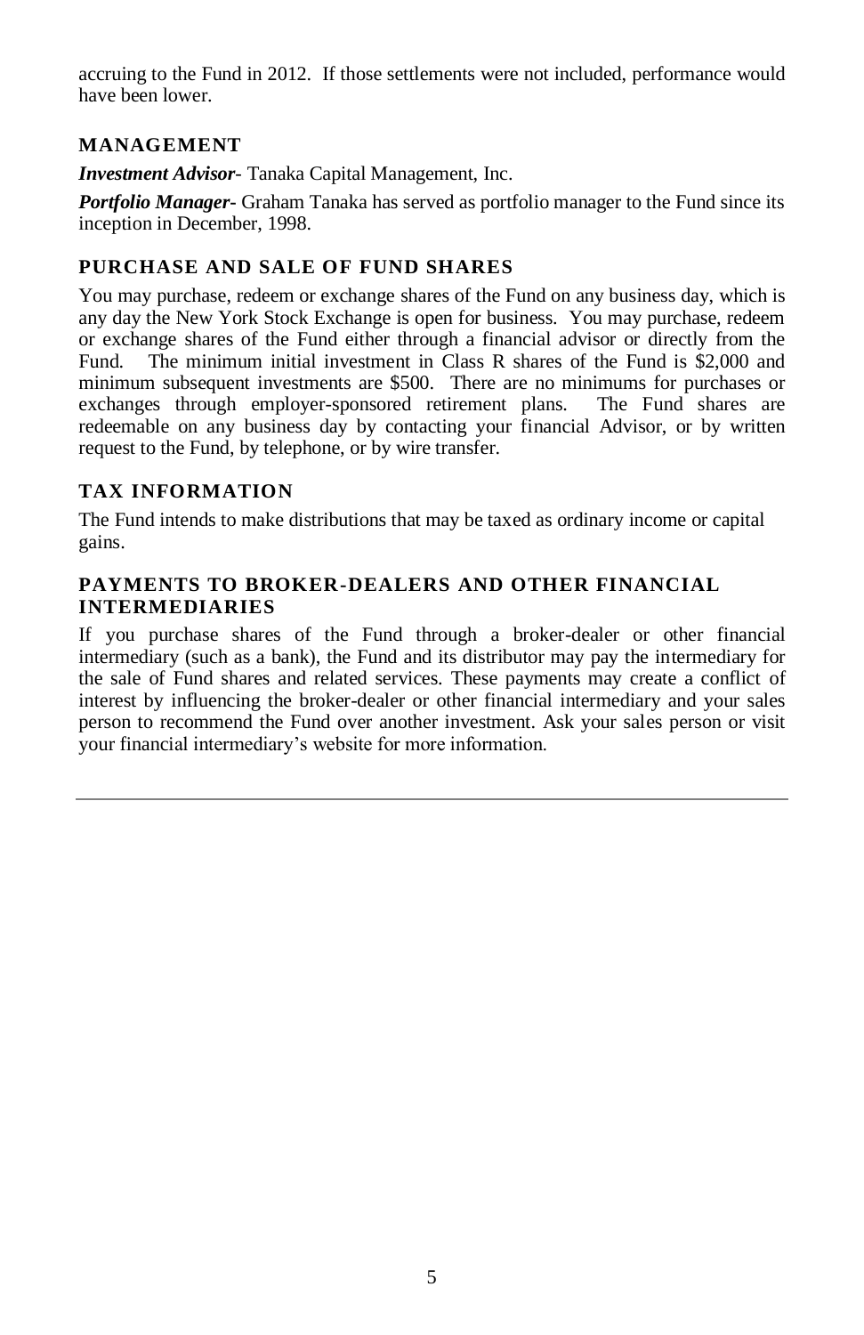accruing to the Fund in 2012. If those settlements were not included, performance would have been lower.

## MANAGEMENT

***Investment Advisor***- Tanaka Capital Management, Inc.

***Portfolio Manager***- Graham Tanaka has served as portfolio manager to the Fund since its inception in December, 1998.

## PURCHASE AND SALE OF FUND SHARES

You may purchase, redeem or exchange shares of the Fund on any business day, which is any day the New York Stock Exchange is open for business. You may purchase, redeem or exchange shares of the Fund either through a financial advisor or directly from the Fund. The minimum initial investment in Class R shares of the Fund is $2,000 and minimum subsequent investments are $500. There are no minimums for purchases or exchanges through employer-sponsored retirement plans. The Fund shares are redeemable on any business day by contacting your financial Advisor, or by written request to the Fund, by telephone, or by wire transfer.

## TAX INFORMATION

The Fund intends to make distributions that may be taxed as ordinary income or capital gains.

## PAYMENTS TO BROKER-DEALERS AND OTHER FINANCIAL INTERMEDIARIES

If you purchase shares of the Fund through a broker-dealer or other financial intermediary (such as a bank), the Fund and its distributor may pay the intermediary for the sale of Fund shares and related services. These payments may create a conflict of interest by influencing the broker-dealer or other financial intermediary and your sales person to recommend the Fund over another investment. Ask your sales person or visit your financial intermediary's website for more information.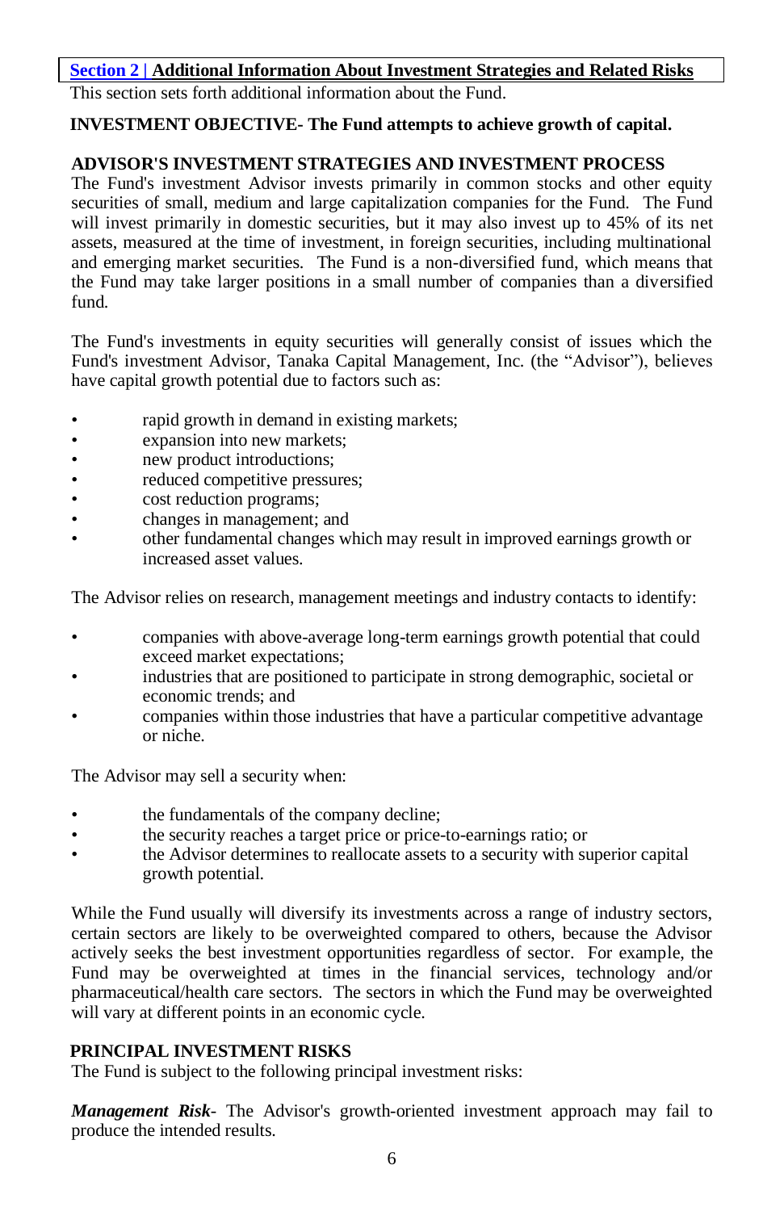## Section 2 | Additional Information About Investment Strategies and Related Risks

This section sets forth additional information about the Fund.

**INVESTMENT OBJECTIVE- The Fund attempts to achieve growth of capital.**

**ADVISOR'S INVESTMENT STRATEGIES AND INVESTMENT PROCESS**

The Fund's investment Advisor invests primarily in common stocks and other equity securities of small, medium and large capitalization companies for the Fund. The Fund will invest primarily in domestic securities, but it may also invest up to 45% of its net assets, measured at the time of investment, in foreign securities, including multinational and emerging market securities. The Fund is a non-diversified fund, which means that the Fund may take larger positions in a small number of companies than a diversified fund.

The Fund's investments in equity securities will generally consist of issues which the Fund's investment Advisor, Tanaka Capital Management, Inc. (the "Advisor"), believes have capital growth potential due to factors such as:

- rapid growth in demand in existing markets;
- expansion into new markets;
- new product introductions;
- reduced competitive pressures;
- cost reduction programs;
- changes in management; and
- other fundamental changes which may result in improved earnings growth or increased asset values.

The Advisor relies on research, management meetings and industry contacts to identify:

- companies with above-average long-term earnings growth potential that could exceed market expectations;
- industries that are positioned to participate in strong demographic, societal or economic trends; and
- companies within those industries that have a particular competitive advantage or niche.

The Advisor may sell a security when:

- the fundamentals of the company decline;
- the security reaches a target price or price-to-earnings ratio; or
- the Advisor determines to reallocate assets to a security with superior capital growth potential.

While the Fund usually will diversify its investments across a range of industry sectors, certain sectors are likely to be overweighted compared to others, because the Advisor actively seeks the best investment opportunities regardless of sector. For example, the Fund may be overweighted at times in the financial services, technology and/or pharmaceutical/health care sectors. The sectors in which the Fund may be overweighted will vary at different points in an economic cycle.

**PRINCIPAL INVESTMENT RISKS**

The Fund is subject to the following principal investment risks:

***Management Risk***- The Advisor's growth-oriented investment approach may fail to produce the intended results.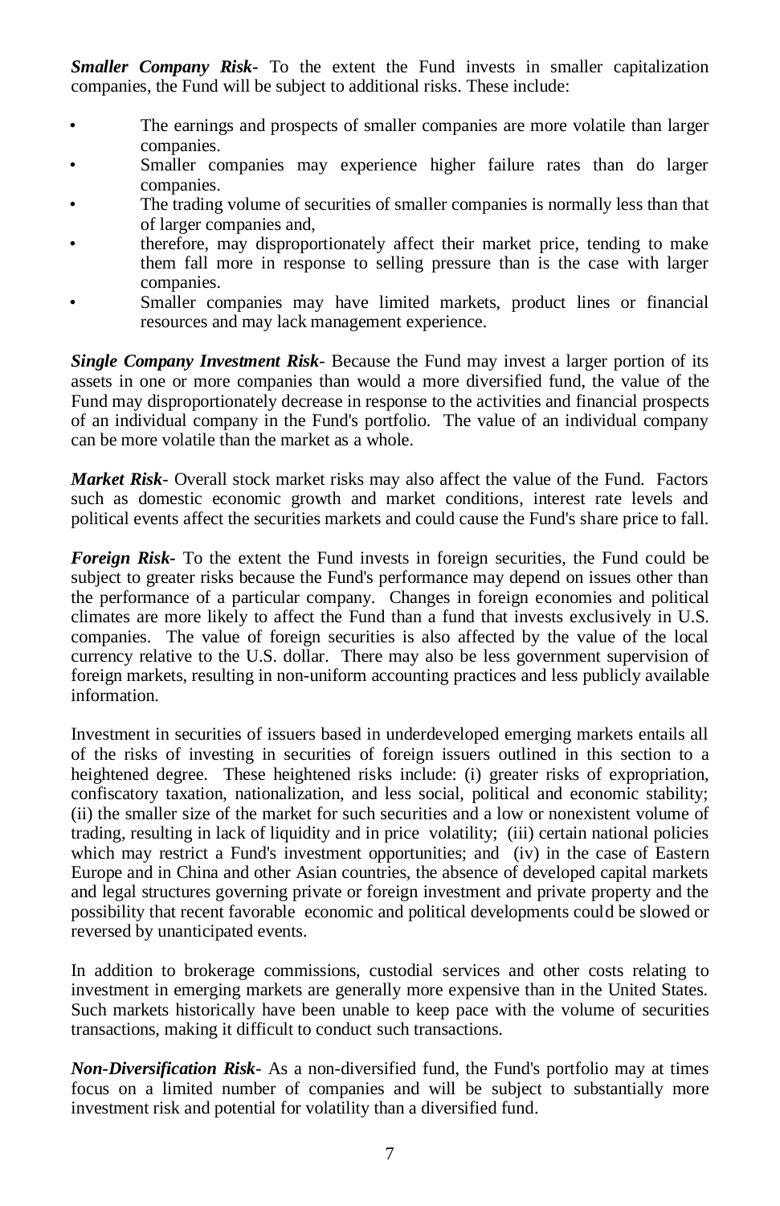***Smaller Company Risk-*** To the extent the Fund invests in smaller capitalization companies, the Fund will be subject to additional risks. These include:

- The earnings and prospects of smaller companies are more volatile than larger companies.
- Smaller companies may experience higher failure rates than do larger companies.
- The trading volume of securities of smaller companies is normally less than that of larger companies and,
- therefore, may disproportionately affect their market price, tending to make them fall more in response to selling pressure than is the case with larger companies.
- Smaller companies may have limited markets, product lines or financial resources and may lack management experience.

***Single Company Investment Risk***- Because the Fund may invest a larger portion of its assets in one or more companies than would a more diversified fund, the value of the Fund may disproportionately decrease in response to the activities and financial prospects of an individual company in the Fund's portfolio. The value of an individual company can be more volatile than the market as a whole.

***Market Risk***- Overall stock market risks may also affect the value of the Fund. Factors such as domestic economic growth and market conditions, interest rate levels and political events affect the securities markets and could cause the Fund's share price to fall.

***Foreign Risk-*** To the extent the Fund invests in foreign securities, the Fund could be subject to greater risks because the Fund's performance may depend on issues other than the performance of a particular company. Changes in foreign economies and political climates are more likely to affect the Fund than a fund that invests exclusively in U.S. companies. The value of foreign securities is also affected by the value of the local currency relative to the U.S. dollar. There may also be less government supervision of foreign markets, resulting in non-uniform accounting practices and less publicly available information.

Investment in securities of issuers based in underdeveloped emerging markets entails all of the risks of investing in securities of foreign issuers outlined in this section to a heightened degree. These heightened risks include: (i) greater risks of expropriation, confiscatory taxation, nationalization, and less social, political and economic stability; (ii) the smaller size of the market for such securities and a low or nonexistent volume of trading, resulting in lack of liquidity and in price volatility; (iii) certain national policies which may restrict a Fund's investment opportunities; and (iv) in the case of Eastern Europe and in China and other Asian countries, the absence of developed capital markets and legal structures governing private or foreign investment and private property and the possibility that recent favorable economic and political developments could be slowed or reversed by unanticipated events.

In addition to brokerage commissions, custodial services and other costs relating to investment in emerging markets are generally more expensive than in the United States. Such markets historically have been unable to keep pace with the volume of securities transactions, making it difficult to conduct such transactions.

***Non-Diversification Risk-*** As a non-diversified fund, the Fund's portfolio may at times focus on a limited number of companies and will be subject to substantially more investment risk and potential for volatility than a diversified fund.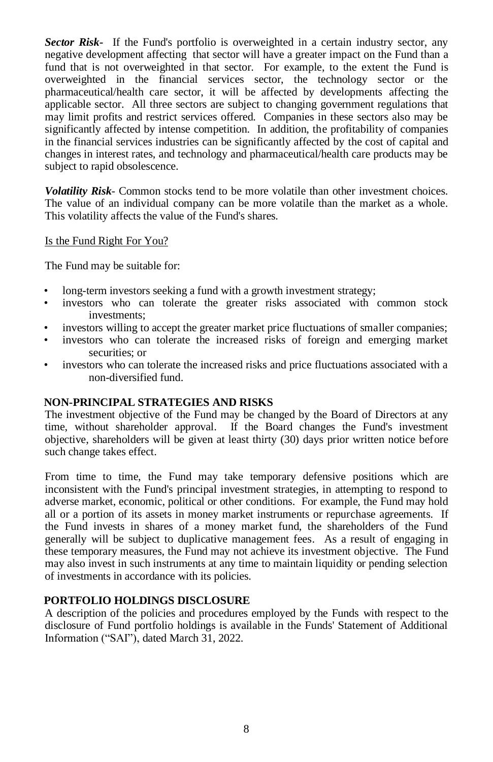***Sector Risk***- If the Fund's portfolio is overweighted in a certain industry sector, any negative development affecting that sector will have a greater impact on the Fund than a fund that is not overweighted in that sector. For example, to the extent the Fund is overweighted in the financial services sector, the technology sector or the pharmaceutical/health care sector, it will be affected by developments affecting the applicable sector. All three sectors are subject to changing government regulations that may limit profits and restrict services offered. Companies in these sectors also may be significantly affected by intense competition. In addition, the profitability of companies in the financial services industries can be significantly affected by the cost of capital and changes in interest rates, and technology and pharmaceutical/health care products may be subject to rapid obsolescence.

***Volatility Risk***- Common stocks tend to be more volatile than other investment choices. The value of an individual company can be more volatile than the market as a whole. This volatility affects the value of the Fund's shares.

Is the Fund Right For You?

The Fund may be suitable for:

- long-term investors seeking a fund with a growth investment strategy;
- investors who can tolerate the greater risks associated with common stock investments;
- investors willing to accept the greater market price fluctuations of smaller companies;
- investors who can tolerate the increased risks of foreign and emerging market securities; or
- investors who can tolerate the increased risks and price fluctuations associated with a non-diversified fund.

## NON-PRINCIPAL STRATEGIES AND RISKS

The investment objective of the Fund may be changed by the Board of Directors at any time, without shareholder approval. If the Board changes the Fund's investment objective, shareholders will be given at least thirty (30) days prior written notice before such change takes effect.

From time to time, the Fund may take temporary defensive positions which are inconsistent with the Fund's principal investment strategies, in attempting to respond to adverse market, economic, political or other conditions. For example, the Fund may hold all or a portion of its assets in money market instruments or repurchase agreements. If the Fund invests in shares of a money market fund, the shareholders of the Fund generally will be subject to duplicative management fees. As a result of engaging in these temporary measures, the Fund may not achieve its investment objective. The Fund may also invest in such instruments at any time to maintain liquidity or pending selection of investments in accordance with its policies.

## PORTFOLIO HOLDINGS DISCLOSURE

A description of the policies and procedures employed by the Funds with respect to the disclosure of Fund portfolio holdings is available in the Funds' Statement of Additional Information ("SAI"), dated March 31, 2022.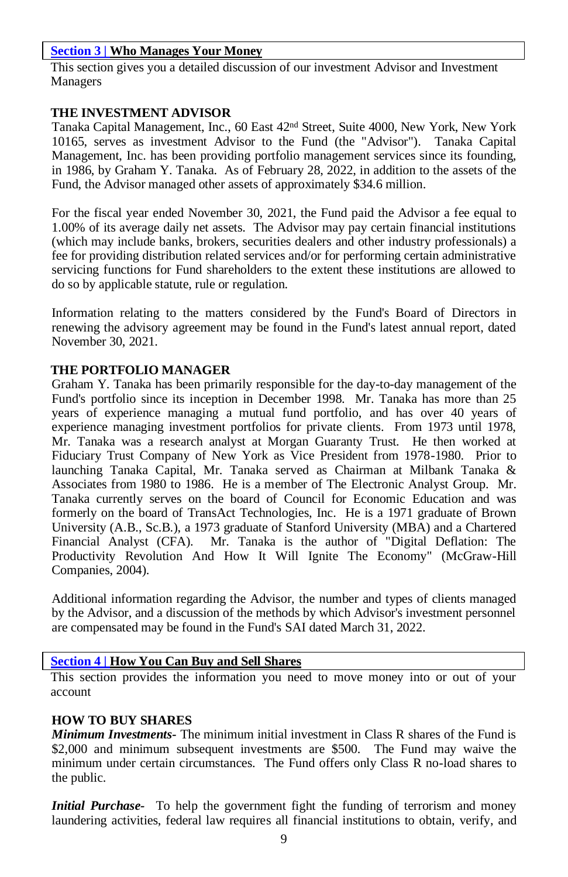## Section 3 | Who Manages Your Money

This section gives you a detailed discussion of our investment Advisor and Investment Managers

### THE INVESTMENT ADVISOR

Tanaka Capital Management, Inc., 60 East 42nd Street, Suite 4000, New York, New York 10165, serves as investment Advisor to the Fund (the "Advisor"). Tanaka Capital Management, Inc. has been providing portfolio management services since its founding, in 1986, by Graham Y. Tanaka. As of February 28, 2022, in addition to the assets of the Fund, the Advisor managed other assets of approximately $34.6 million.

For the fiscal year ended November 30, 2021, the Fund paid the Advisor a fee equal to 1.00% of its average daily net assets. The Advisor may pay certain financial institutions (which may include banks, brokers, securities dealers and other industry professionals) a fee for providing distribution related services and/or for performing certain administrative servicing functions for Fund shareholders to the extent these institutions are allowed to do so by applicable statute, rule or regulation.

Information relating to the matters considered by the Fund's Board of Directors in renewing the advisory agreement may be found in the Fund's latest annual report, dated November 30, 2021.

### THE PORTFOLIO MANAGER

Graham Y. Tanaka has been primarily responsible for the day-to-day management of the Fund's portfolio since its inception in December 1998. Mr. Tanaka has more than 25 years of experience managing a mutual fund portfolio, and has over 40 years of experience managing investment portfolios for private clients. From 1973 until 1978, Mr. Tanaka was a research analyst at Morgan Guaranty Trust. He then worked at Fiduciary Trust Company of New York as Vice President from 1978-1980. Prior to launching Tanaka Capital, Mr. Tanaka served as Chairman at Milbank Tanaka & Associates from 1980 to 1986. He is a member of The Electronic Analyst Group. Mr. Tanaka currently serves on the board of Council for Economic Education and was formerly on the board of TransAct Technologies, Inc. He is a 1971 graduate of Brown University (A.B., Sc.B.), a 1973 graduate of Stanford University (MBA) and a Chartered Financial Analyst (CFA). Mr. Tanaka is the author of "Digital Deflation: The Productivity Revolution And How It Will Ignite The Economy" (McGraw-Hill Companies, 2004).

Additional information regarding the Advisor, the number and types of clients managed by the Advisor, and a discussion of the methods by which Advisor's investment personnel are compensated may be found in the Fund's SAI dated March 31, 2022.

## Section 4 | How You Can Buy and Sell Shares

This section provides the information you need to move money into or out of your account

### HOW TO BUY SHARES

***Minimum Investments***- The minimum initial investment in Class R shares of the Fund is $2,000 and minimum subsequent investments are $500. The Fund may waive the minimum under certain circumstances. The Fund offers only Class R no-load shares to the public.

***Initial Purchase***- To help the government fight the funding of terrorism and money laundering activities, federal law requires all financial institutions to obtain, verify, and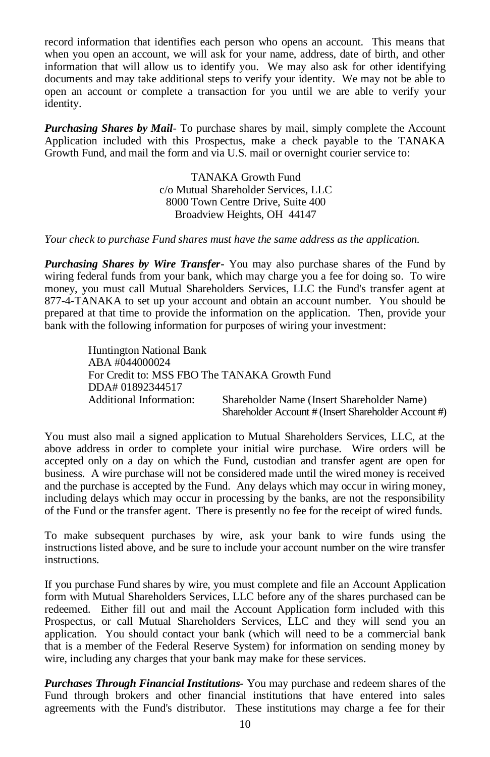record information that identifies each person who opens an account. This means that when you open an account, we will ask for your name, address, date of birth, and other information that will allow us to identify you. We may also ask for other identifying documents and may take additional steps to verify your identity. We may not be able to open an account or complete a transaction for you until we are able to verify your identity.

***Purchasing Shares by Mail***- To purchase shares by mail, simply complete the Account Application included with this Prospectus, make a check payable to the TANAKA Growth Fund, and mail the form and via U.S. mail or overnight courier service to:

TANAKA Growth Fund
c/o Mutual Shareholder Services, LLC
8000 Town Centre Drive, Suite 400
Broadview Heights, OH 44147

*Your check to purchase Fund shares must have the same address as the application.*

***Purchasing Shares by Wire Transfer***- You may also purchase shares of the Fund by wiring federal funds from your bank, which may charge you a fee for doing so. To wire money, you must call Mutual Shareholders Services, LLC the Fund's transfer agent at 877-4-TANAKA to set up your account and obtain an account number. You should be prepared at that time to provide the information on the application. Then, provide your bank with the following information for purposes of wiring your investment:

Huntington National Bank
ABA #044000024
For Credit to: MSS FBO The TANAKA Growth Fund
DDA# 01892344517
Additional Information: Shareholder Name (Insert Shareholder Name)
Shareholder Account # (Insert Shareholder Account #)

You must also mail a signed application to Mutual Shareholders Services, LLC, at the above address in order to complete your initial wire purchase. Wire orders will be accepted only on a day on which the Fund, custodian and transfer agent are open for business. A wire purchase will not be considered made until the wired money is received and the purchase is accepted by the Fund. Any delays which may occur in wiring money, including delays which may occur in processing by the banks, are not the responsibility of the Fund or the transfer agent. There is presently no fee for the receipt of wired funds.

To make subsequent purchases by wire, ask your bank to wire funds using the instructions listed above, and be sure to include your account number on the wire transfer instructions.

If you purchase Fund shares by wire, you must complete and file an Account Application form with Mutual Shareholders Services, LLC before any of the shares purchased can be redeemed. Either fill out and mail the Account Application form included with this Prospectus, or call Mutual Shareholders Services, LLC and they will send you an application. You should contact your bank (which will need to be a commercial bank that is a member of the Federal Reserve System) for information on sending money by wire, including any charges that your bank may make for these services.

***Purchases Through Financial Institutions***- You may purchase and redeem shares of the Fund through brokers and other financial institutions that have entered into sales agreements with the Fund's distributor. These institutions may charge a fee for their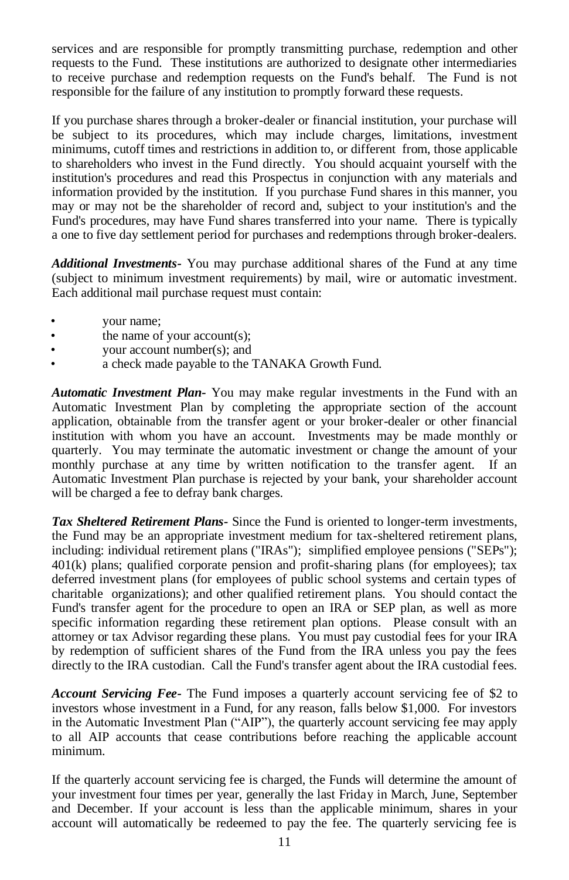services and are responsible for promptly transmitting purchase, redemption and other requests to the Fund. These institutions are authorized to designate other intermediaries to receive purchase and redemption requests on the Fund's behalf. The Fund is not responsible for the failure of any institution to promptly forward these requests.

If you purchase shares through a broker-dealer or financial institution, your purchase will be subject to its procedures, which may include charges, limitations, investment minimums, cutoff times and restrictions in addition to, or different from, those applicable to shareholders who invest in the Fund directly. You should acquaint yourself with the institution's procedures and read this Prospectus in conjunction with any materials and information provided by the institution. If you purchase Fund shares in this manner, you may or may not be the shareholder of record and, subject to your institution's and the Fund's procedures, may have Fund shares transferred into your name. There is typically a one to five day settlement period for purchases and redemptions through broker-dealers.

***Additional Investments***- You may purchase additional shares of the Fund at any time (subject to minimum investment requirements) by mail, wire or automatic investment. Each additional mail purchase request must contain:

- your name;
- the name of your account(s);
- your account number(s); and
- a check made payable to the TANAKA Growth Fund.

***Automatic Investment Plan***- You may make regular investments in the Fund with an Automatic Investment Plan by completing the appropriate section of the account application, obtainable from the transfer agent or your broker-dealer or other financial institution with whom you have an account. Investments may be made monthly or quarterly. You may terminate the automatic investment or change the amount of your monthly purchase at any time by written notification to the transfer agent. If an Automatic Investment Plan purchase is rejected by your bank, your shareholder account will be charged a fee to defray bank charges.

***Tax Sheltered Retirement Plans***- Since the Fund is oriented to longer-term investments, the Fund may be an appropriate investment medium for tax-sheltered retirement plans, including: individual retirement plans ("IRAs"); simplified employee pensions ("SEPs"); 401(k) plans; qualified corporate pension and profit-sharing plans (for employees); tax deferred investment plans (for employees of public school systems and certain types of charitable organizations); and other qualified retirement plans. You should contact the Fund's transfer agent for the procedure to open an IRA or SEP plan, as well as more specific information regarding these retirement plan options. Please consult with an attorney or tax Advisor regarding these plans. You must pay custodial fees for your IRA by redemption of sufficient shares of the Fund from the IRA unless you pay the fees directly to the IRA custodian. Call the Fund's transfer agent about the IRA custodial fees.

***Account Servicing Fee***- The Fund imposes a quarterly account servicing fee of $2 to investors whose investment in a Fund, for any reason, falls below $1,000. For investors in the Automatic Investment Plan ("AIP"), the quarterly account servicing fee may apply to all AIP accounts that cease contributions before reaching the applicable account minimum.

If the quarterly account servicing fee is charged, the Funds will determine the amount of your investment four times per year, generally the last Friday in March, June, September and December. If your account is less than the applicable minimum, shares in your account will automatically be redeemed to pay the fee. The quarterly servicing fee is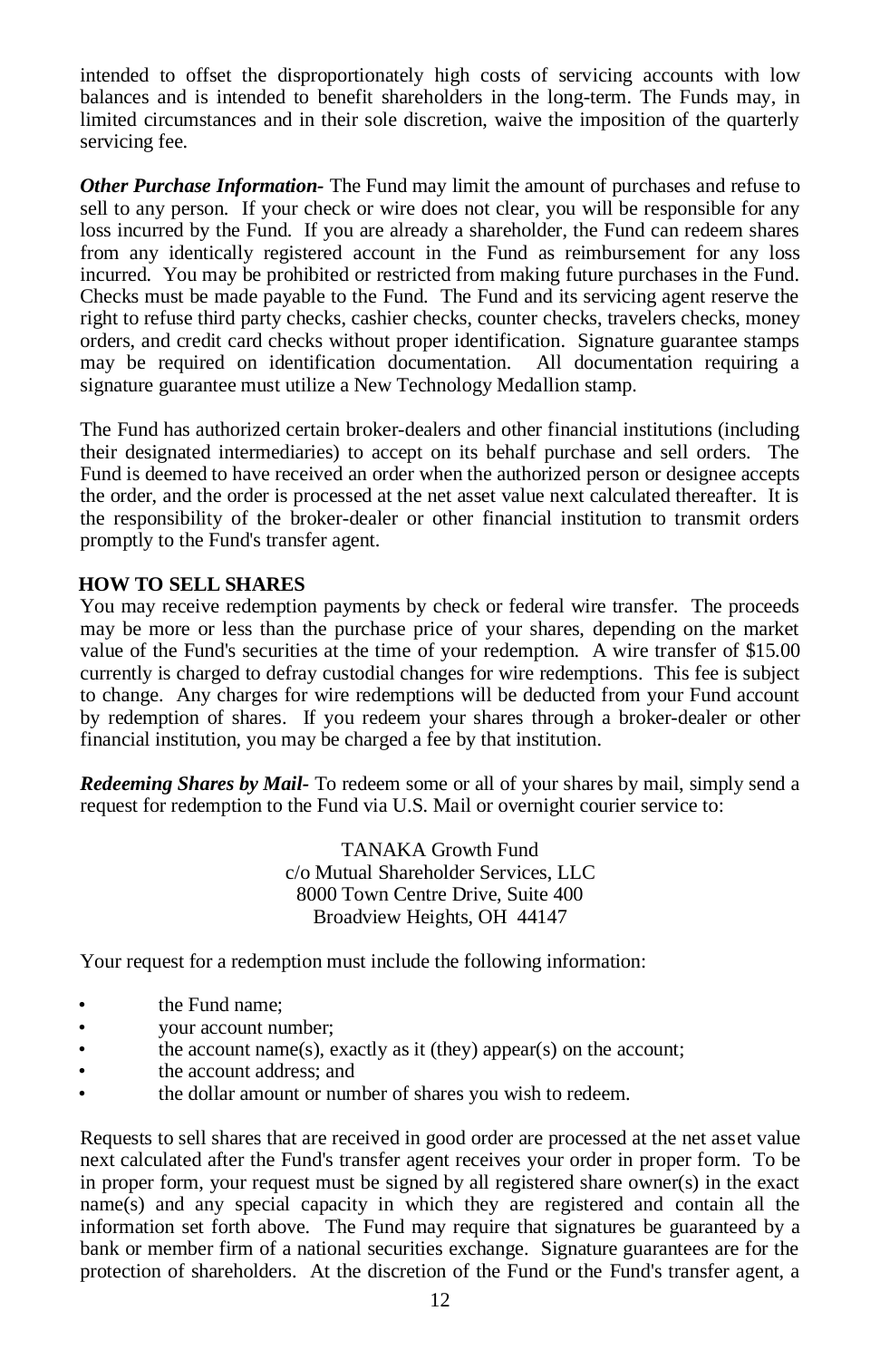intended to offset the disproportionately high costs of servicing accounts with low balances and is intended to benefit shareholders in the long-term. The Funds may, in limited circumstances and in their sole discretion, waive the imposition of the quarterly servicing fee.

***Other Purchase Information-*** The Fund may limit the amount of purchases and refuse to sell to any person. If your check or wire does not clear, you will be responsible for any loss incurred by the Fund. If you are already a shareholder, the Fund can redeem shares from any identically registered account in the Fund as reimbursement for any loss incurred. You may be prohibited or restricted from making future purchases in the Fund. Checks must be made payable to the Fund. The Fund and its servicing agent reserve the right to refuse third party checks, cashier checks, counter checks, travelers checks, money orders, and credit card checks without proper identification. Signature guarantee stamps may be required on identification documentation. All documentation requiring a signature guarantee must utilize a New Technology Medallion stamp.

The Fund has authorized certain broker-dealers and other financial institutions (including their designated intermediaries) to accept on its behalf purchase and sell orders. The Fund is deemed to have received an order when the authorized person or designee accepts the order, and the order is processed at the net asset value next calculated thereafter. It is the responsibility of the broker-dealer or other financial institution to transmit orders promptly to the Fund's transfer agent.

**HOW TO SELL SHARES**

You may receive redemption payments by check or federal wire transfer. The proceeds may be more or less than the purchase price of your shares, depending on the market value of the Fund's securities at the time of your redemption. A wire transfer of $15.00 currently is charged to defray custodial changes for wire redemptions. This fee is subject to change. Any charges for wire redemptions will be deducted from your Fund account by redemption of shares. If you redeem your shares through a broker-dealer or other financial institution, you may be charged a fee by that institution.

***Redeeming Shares by Mail-*** To redeem some or all of your shares by mail, simply send a request for redemption to the Fund via U.S. Mail or overnight courier service to:

TANAKA Growth Fund
c/o Mutual Shareholder Services, LLC
8000 Town Centre Drive, Suite 400
Broadview Heights, OH 44147

Your request for a redemption must include the following information:

- the Fund name;
- your account number;
- the account name(s), exactly as it (they) appear(s) on the account;
- the account address; and
- the dollar amount or number of shares you wish to redeem.

Requests to sell shares that are received in good order are processed at the net asset value next calculated after the Fund's transfer agent receives your order in proper form. To be in proper form, your request must be signed by all registered share owner(s) in the exact name(s) and any special capacity in which they are registered and contain all the information set forth above. The Fund may require that signatures be guaranteed by a bank or member firm of a national securities exchange. Signature guarantees are for the protection of shareholders. At the discretion of the Fund or the Fund's transfer agent, a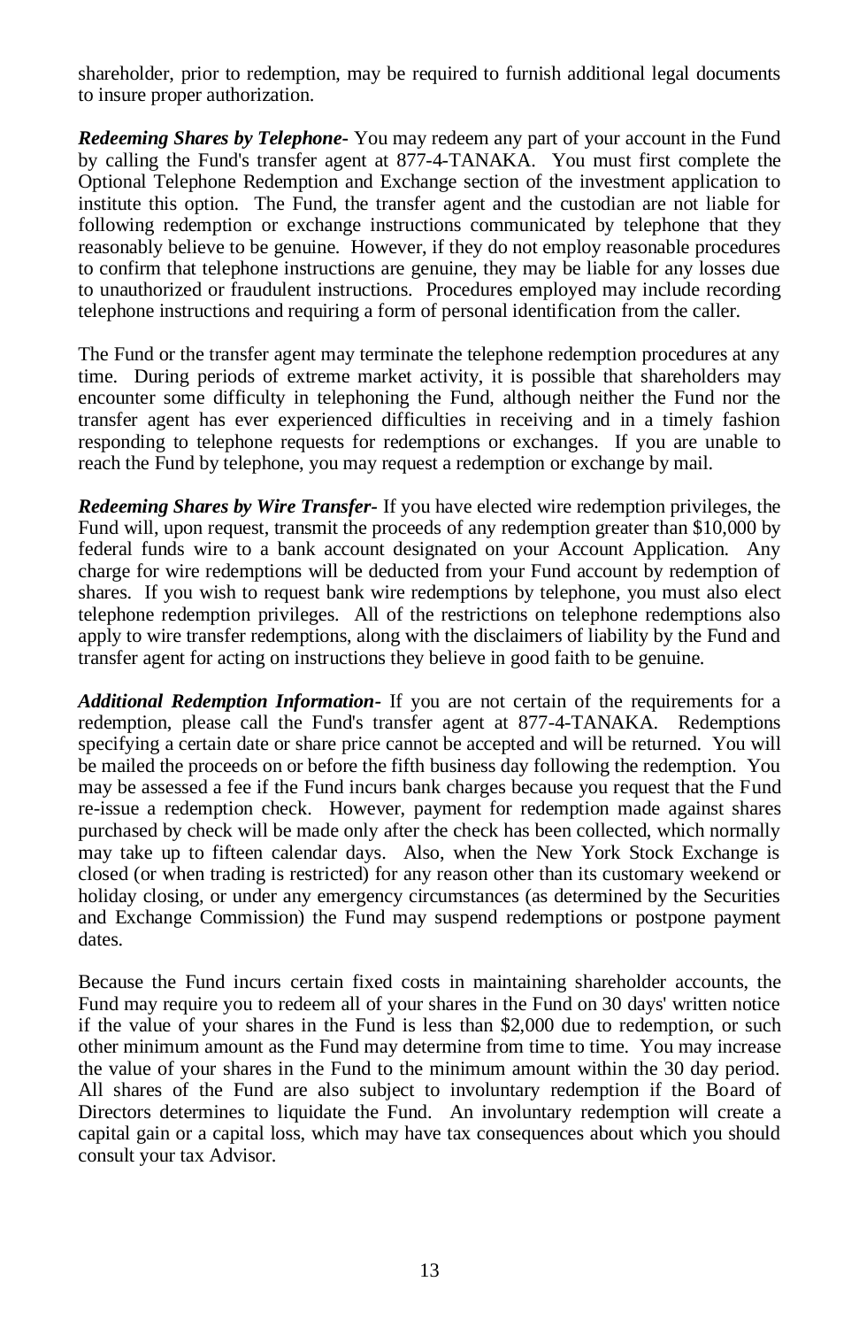shareholder, prior to redemption, may be required to furnish additional legal documents to insure proper authorization.

***Redeeming Shares by Telephone-*** You may redeem any part of your account in the Fund by calling the Fund's transfer agent at 877-4-TANAKA. You must first complete the Optional Telephone Redemption and Exchange section of the investment application to institute this option. The Fund, the transfer agent and the custodian are not liable for following redemption or exchange instructions communicated by telephone that they reasonably believe to be genuine. However, if they do not employ reasonable procedures to confirm that telephone instructions are genuine, they may be liable for any losses due to unauthorized or fraudulent instructions. Procedures employed may include recording telephone instructions and requiring a form of personal identification from the caller.

The Fund or the transfer agent may terminate the telephone redemption procedures at any time. During periods of extreme market activity, it is possible that shareholders may encounter some difficulty in telephoning the Fund, although neither the Fund nor the transfer agent has ever experienced difficulties in receiving and in a timely fashion responding to telephone requests for redemptions or exchanges. If you are unable to reach the Fund by telephone, you may request a redemption or exchange by mail.

***Redeeming Shares by Wire Transfer-*** If you have elected wire redemption privileges, the Fund will, upon request, transmit the proceeds of any redemption greater than $10,000 by federal funds wire to a bank account designated on your Account Application. Any charge for wire redemptions will be deducted from your Fund account by redemption of shares. If you wish to request bank wire redemptions by telephone, you must also elect telephone redemption privileges. All of the restrictions on telephone redemptions also apply to wire transfer redemptions, along with the disclaimers of liability by the Fund and transfer agent for acting on instructions they believe in good faith to be genuine.

***Additional Redemption Information-*** If you are not certain of the requirements for a redemption, please call the Fund's transfer agent at 877-4-TANAKA. Redemptions specifying a certain date or share price cannot be accepted and will be returned. You will be mailed the proceeds on or before the fifth business day following the redemption. You may be assessed a fee if the Fund incurs bank charges because you request that the Fund re-issue a redemption check. However, payment for redemption made against shares purchased by check will be made only after the check has been collected, which normally may take up to fifteen calendar days. Also, when the New York Stock Exchange is closed (or when trading is restricted) for any reason other than its customary weekend or holiday closing, or under any emergency circumstances (as determined by the Securities and Exchange Commission) the Fund may suspend redemptions or postpone payment dates.

Because the Fund incurs certain fixed costs in maintaining shareholder accounts, the Fund may require you to redeem all of your shares in the Fund on 30 days' written notice if the value of your shares in the Fund is less than $2,000 due to redemption, or such other minimum amount as the Fund may determine from time to time. You may increase the value of your shares in the Fund to the minimum amount within the 30 day period. All shares of the Fund are also subject to involuntary redemption if the Board of Directors determines to liquidate the Fund. An involuntary redemption will create a capital gain or a capital loss, which may have tax consequences about which you should consult your tax Advisor.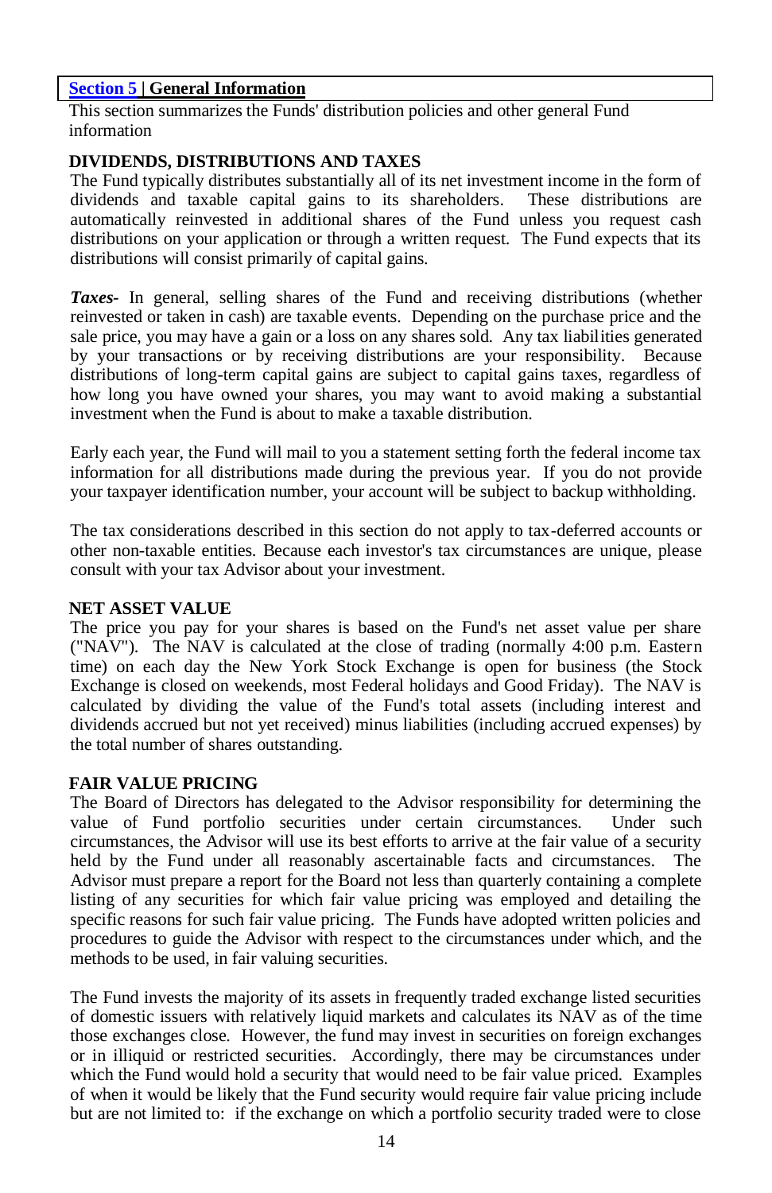## Section 5 | General Information

This section summarizes the Funds' distribution policies and other general Fund information

### DIVIDENDS, DISTRIBUTIONS AND TAXES

The Fund typically distributes substantially all of its net investment income in the form of dividends and taxable capital gains to its shareholders. These distributions are automatically reinvested in additional shares of the Fund unless you request cash distributions on your application or through a written request. The Fund expects that its distributions will consist primarily of capital gains.

***Taxes***- In general, selling shares of the Fund and receiving distributions (whether reinvested or taken in cash) are taxable events. Depending on the purchase price and the sale price, you may have a gain or a loss on any shares sold. Any tax liabilities generated by your transactions or by receiving distributions are your responsibility. Because distributions of long-term capital gains are subject to capital gains taxes, regardless of how long you have owned your shares, you may want to avoid making a substantial investment when the Fund is about to make a taxable distribution.

Early each year, the Fund will mail to you a statement setting forth the federal income tax information for all distributions made during the previous year. If you do not provide your taxpayer identification number, your account will be subject to backup withholding.

The tax considerations described in this section do not apply to tax-deferred accounts or other non-taxable entities. Because each investor's tax circumstances are unique, please consult with your tax Advisor about your investment.

### NET ASSET VALUE

The price you pay for your shares is based on the Fund's net asset value per share ("NAV"). The NAV is calculated at the close of trading (normally 4:00 p.m. Eastern time) on each day the New York Stock Exchange is open for business (the Stock Exchange is closed on weekends, most Federal holidays and Good Friday). The NAV is calculated by dividing the value of the Fund's total assets (including interest and dividends accrued but not yet received) minus liabilities (including accrued expenses) by the total number of shares outstanding.

### FAIR VALUE PRICING

The Board of Directors has delegated to the Advisor responsibility for determining the value of Fund portfolio securities under certain circumstances. Under such circumstances, the Advisor will use its best efforts to arrive at the fair value of a security held by the Fund under all reasonably ascertainable facts and circumstances. The Advisor must prepare a report for the Board not less than quarterly containing a complete listing of any securities for which fair value pricing was employed and detailing the specific reasons for such fair value pricing. The Funds have adopted written policies and procedures to guide the Advisor with respect to the circumstances under which, and the methods to be used, in fair valuing securities.

The Fund invests the majority of its assets in frequently traded exchange listed securities of domestic issuers with relatively liquid markets and calculates its NAV as of the time those exchanges close. However, the fund may invest in securities on foreign exchanges or in illiquid or restricted securities. Accordingly, there may be circumstances under which the Fund would hold a security that would need to be fair value priced. Examples of when it would be likely that the Fund security would require fair value pricing include but are not limited to: if the exchange on which a portfolio security traded were to close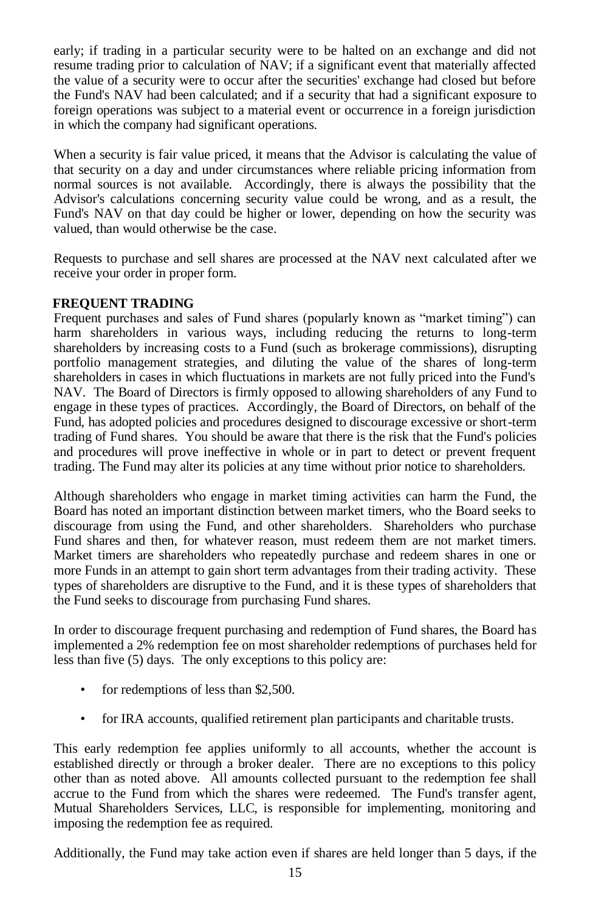early; if trading in a particular security were to be halted on an exchange and did not resume trading prior to calculation of NAV; if a significant event that materially affected the value of a security were to occur after the securities' exchange had closed but before the Fund's NAV had been calculated; and if a security that had a significant exposure to foreign operations was subject to a material event or occurrence in a foreign jurisdiction in which the company had significant operations.

When a security is fair value priced, it means that the Advisor is calculating the value of that security on a day and under circumstances where reliable pricing information from normal sources is not available. Accordingly, there is always the possibility that the Advisor's calculations concerning security value could be wrong, and as a result, the Fund's NAV on that day could be higher or lower, depending on how the security was valued, than would otherwise be the case.

Requests to purchase and sell shares are processed at the NAV next calculated after we receive your order in proper form.

**FREQUENT TRADING**

Frequent purchases and sales of Fund shares (popularly known as "market timing") can harm shareholders in various ways, including reducing the returns to long-term shareholders by increasing costs to a Fund (such as brokerage commissions), disrupting portfolio management strategies, and diluting the value of the shares of long-term shareholders in cases in which fluctuations in markets are not fully priced into the Fund's NAV. The Board of Directors is firmly opposed to allowing shareholders of any Fund to engage in these types of practices. Accordingly, the Board of Directors, on behalf of the Fund, has adopted policies and procedures designed to discourage excessive or short-term trading of Fund shares. You should be aware that there is the risk that the Fund's policies and procedures will prove ineffective in whole or in part to detect or prevent frequent trading. The Fund may alter its policies at any time without prior notice to shareholders.

Although shareholders who engage in market timing activities can harm the Fund, the Board has noted an important distinction between market timers, who the Board seeks to discourage from using the Fund, and other shareholders. Shareholders who purchase Fund shares and then, for whatever reason, must redeem them are not market timers. Market timers are shareholders who repeatedly purchase and redeem shares in one or more Funds in an attempt to gain short term advantages from their trading activity. These types of shareholders are disruptive to the Fund, and it is these types of shareholders that the Fund seeks to discourage from purchasing Fund shares.

In order to discourage frequent purchasing and redemption of Fund shares, the Board has implemented a 2% redemption fee on most shareholder redemptions of purchases held for less than five (5) days. The only exceptions to this policy are:

- for redemptions of less than $2,500.
- for IRA accounts, qualified retirement plan participants and charitable trusts.

This early redemption fee applies uniformly to all accounts, whether the account is established directly or through a broker dealer. There are no exceptions to this policy other than as noted above. All amounts collected pursuant to the redemption fee shall accrue to the Fund from which the shares were redeemed. The Fund's transfer agent, Mutual Shareholders Services, LLC, is responsible for implementing, monitoring and imposing the redemption fee as required.

Additionally, the Fund may take action even if shares are held longer than 5 days, if the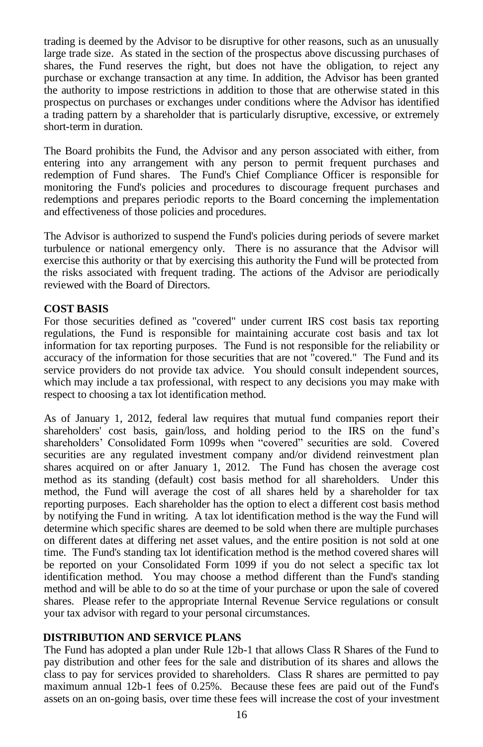trading is deemed by the Advisor to be disruptive for other reasons, such as an unusually large trade size. As stated in the section of the prospectus above discussing purchases of shares, the Fund reserves the right, but does not have the obligation, to reject any purchase or exchange transaction at any time. In addition, the Advisor has been granted the authority to impose restrictions in addition to those that are otherwise stated in this prospectus on purchases or exchanges under conditions where the Advisor has identified a trading pattern by a shareholder that is particularly disruptive, excessive, or extremely short-term in duration.

The Board prohibits the Fund, the Advisor and any person associated with either, from entering into any arrangement with any person to permit frequent purchases and redemption of Fund shares. The Fund's Chief Compliance Officer is responsible for monitoring the Fund's policies and procedures to discourage frequent purchases and redemptions and prepares periodic reports to the Board concerning the implementation and effectiveness of those policies and procedures.

The Advisor is authorized to suspend the Fund's policies during periods of severe market turbulence or national emergency only. There is no assurance that the Advisor will exercise this authority or that by exercising this authority the Fund will be protected from the risks associated with frequent trading. The actions of the Advisor are periodically reviewed with the Board of Directors.

**COST BASIS**

For those securities defined as "covered" under current IRS cost basis tax reporting regulations, the Fund is responsible for maintaining accurate cost basis and tax lot information for tax reporting purposes. The Fund is not responsible for the reliability or accuracy of the information for those securities that are not "covered." The Fund and its service providers do not provide tax advice. You should consult independent sources, which may include a tax professional, with respect to any decisions you may make with respect to choosing a tax lot identification method.

As of January 1, 2012, federal law requires that mutual fund companies report their shareholders' cost basis, gain/loss, and holding period to the IRS on the fund's shareholders' Consolidated Form 1099s when "covered" securities are sold. Covered securities are any regulated investment company and/or dividend reinvestment plan shares acquired on or after January 1, 2012. The Fund has chosen the average cost method as its standing (default) cost basis method for all shareholders. Under this method, the Fund will average the cost of all shares held by a shareholder for tax reporting purposes. Each shareholder has the option to elect a different cost basis method by notifying the Fund in writing. A tax lot identification method is the way the Fund will determine which specific shares are deemed to be sold when there are multiple purchases on different dates at differing net asset values, and the entire position is not sold at one time. The Fund's standing tax lot identification method is the method covered shares will be reported on your Consolidated Form 1099 if you do not select a specific tax lot identification method. You may choose a method different than the Fund's standing method and will be able to do so at the time of your purchase or upon the sale of covered shares. Please refer to the appropriate Internal Revenue Service regulations or consult your tax advisor with regard to your personal circumstances.

**DISTRIBUTION AND SERVICE PLANS**

The Fund has adopted a plan under Rule 12b-1 that allows Class R Shares of the Fund to pay distribution and other fees for the sale and distribution of its shares and allows the class to pay for services provided to shareholders. Class R shares are permitted to pay maximum annual 12b-1 fees of 0.25%. Because these fees are paid out of the Fund's assets on an on-going basis, over time these fees will increase the cost of your investment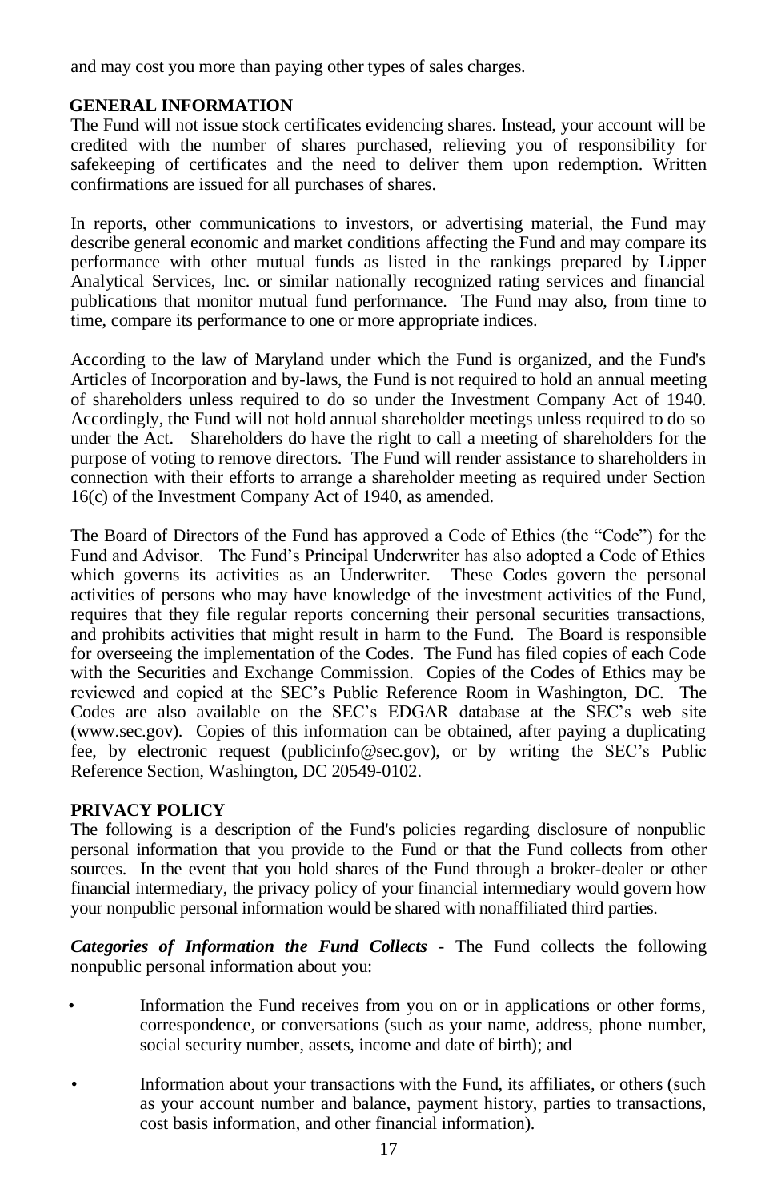and may cost you more than paying other types of sales charges.

## GENERAL INFORMATION

The Fund will not issue stock certificates evidencing shares. Instead, your account will be credited with the number of shares purchased, relieving you of responsibility for safekeeping of certificates and the need to deliver them upon redemption. Written confirmations are issued for all purchases of shares.

In reports, other communications to investors, or advertising material, the Fund may describe general economic and market conditions affecting the Fund and may compare its performance with other mutual funds as listed in the rankings prepared by Lipper Analytical Services, Inc. or similar nationally recognized rating services and financial publications that monitor mutual fund performance. The Fund may also, from time to time, compare its performance to one or more appropriate indices.

According to the law of Maryland under which the Fund is organized, and the Fund's Articles of Incorporation and by-laws, the Fund is not required to hold an annual meeting of shareholders unless required to do so under the Investment Company Act of 1940. Accordingly, the Fund will not hold annual shareholder meetings unless required to do so under the Act. Shareholders do have the right to call a meeting of shareholders for the purpose of voting to remove directors. The Fund will render assistance to shareholders in connection with their efforts to arrange a shareholder meeting as required under Section 16(c) of the Investment Company Act of 1940, as amended.

The Board of Directors of the Fund has approved a Code of Ethics (the "Code") for the Fund and Advisor. The Fund's Principal Underwriter has also adopted a Code of Ethics which governs its activities as an Underwriter. These Codes govern the personal activities of persons who may have knowledge of the investment activities of the Fund, requires that they file regular reports concerning their personal securities transactions, and prohibits activities that might result in harm to the Fund. The Board is responsible for overseeing the implementation of the Codes. The Fund has filed copies of each Code with the Securities and Exchange Commission. Copies of the Codes of Ethics may be reviewed and copied at the SEC's Public Reference Room in Washington, DC. The Codes are also available on the SEC's EDGAR database at the SEC's web site (www.sec.gov). Copies of this information can be obtained, after paying a duplicating fee, by electronic request (publicinfo@sec.gov), or by writing the SEC's Public Reference Section, Washington, DC 20549-0102.

## PRIVACY POLICY

The following is a description of the Fund's policies regarding disclosure of nonpublic personal information that you provide to the Fund or that the Fund collects from other sources. In the event that you hold shares of the Fund through a broker-dealer or other financial intermediary, the privacy policy of your financial intermediary would govern how your nonpublic personal information would be shared with nonaffiliated third parties.

***Categories of Information the Fund Collects*** - The Fund collects the following nonpublic personal information about you:

- Information the Fund receives from you on or in applications or other forms, correspondence, or conversations (such as your name, address, phone number, social security number, assets, income and date of birth); and
- Information about your transactions with the Fund, its affiliates, or others (such as your account number and balance, payment history, parties to transactions, cost basis information, and other financial information).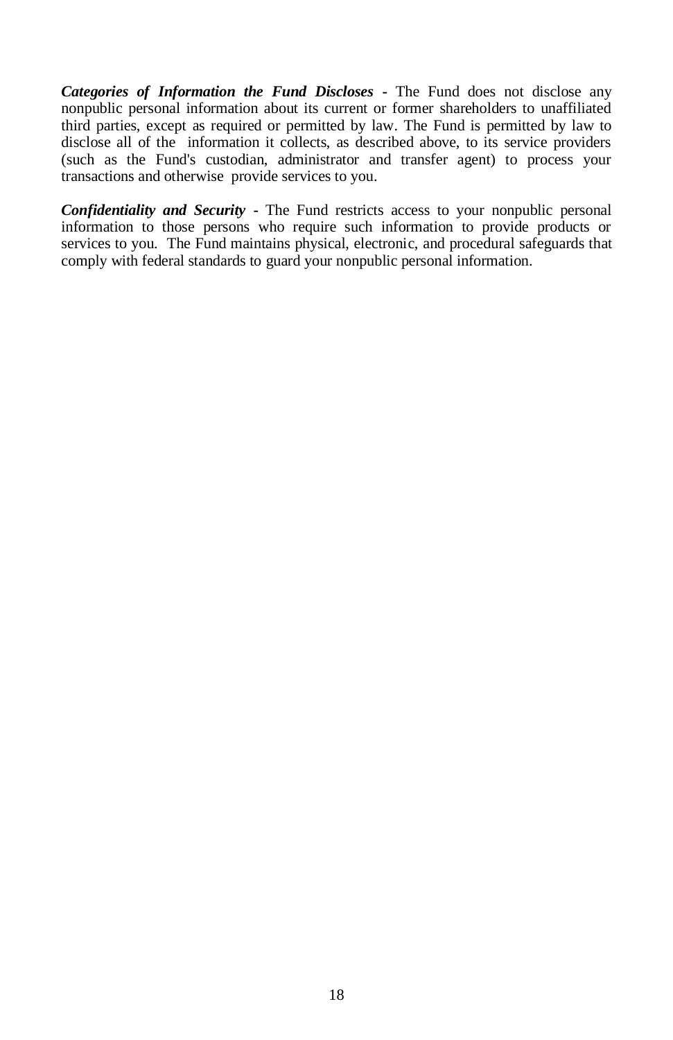***Categories of Information the Fund Discloses*** - The Fund does not disclose any nonpublic personal information about its current or former shareholders to unaffiliated third parties, except as required or permitted by law. The Fund is permitted by law to disclose all of the information it collects, as described above, to its service providers (such as the Fund's custodian, administrator and transfer agent) to process your transactions and otherwise provide services to you.

***Confidentiality and Security*** - The Fund restricts access to your nonpublic personal information to those persons who require such information to provide products or services to you. The Fund maintains physical, electronic, and procedural safeguards that comply with federal standards to guard your nonpublic personal information.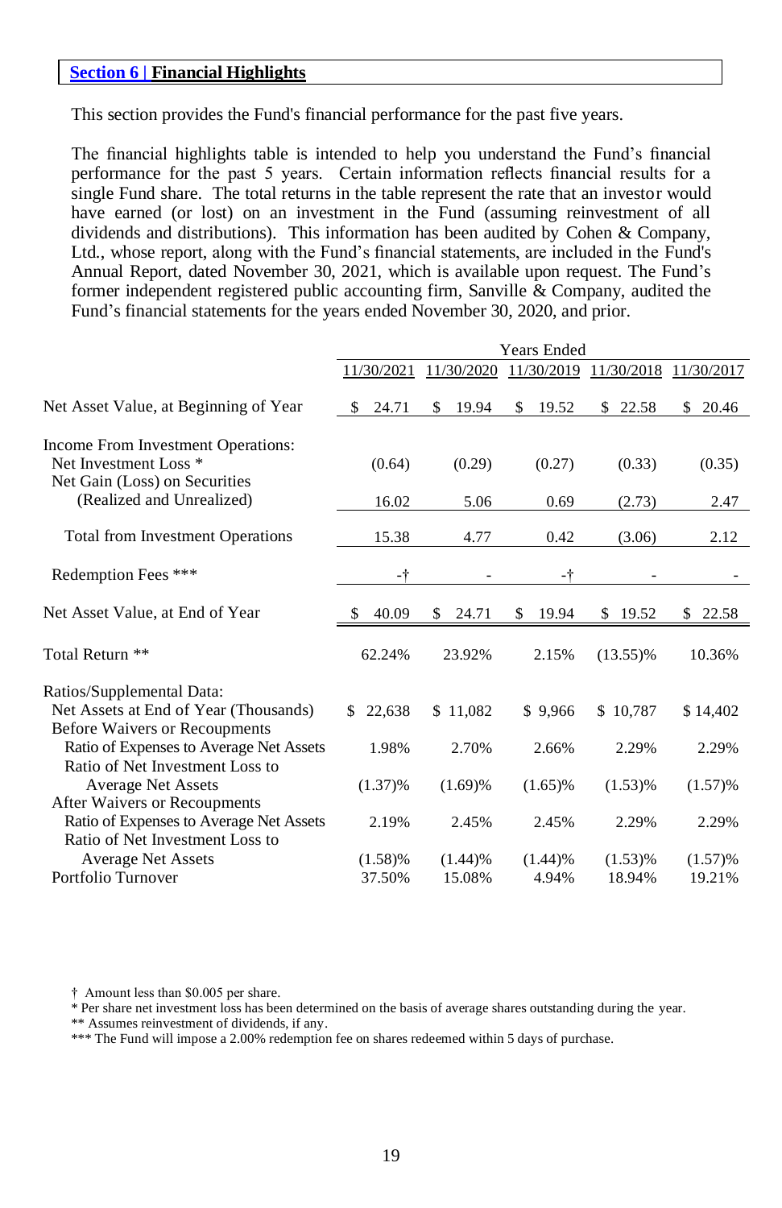## Section 6 | Financial Highlights

This section provides the Fund's financial performance for the past five years.

The financial highlights table is intended to help you understand the Fund's financial performance for the past 5 years. Certain information reflects financial results for a single Fund share. The total returns in the table represent the rate that an investor would have earned (or lost) on an investment in the Fund (assuming reinvestment of all dividends and distributions). This information has been audited by Cohen & Company, Ltd., whose report, along with the Fund's financial statements, are included in the Fund's Annual Report, dated November 30, 2021, which is available upon request. The Fund's former independent registered public accounting firm, Sanville & Company, audited the Fund's financial statements for the years ended November 30, 2020, and prior.

| | Years Ended | | | | |
|---|---|---|---|---|---|
| | 11/30/2021 | 11/30/2020 | 11/30/2019 | 11/30/2018 | 11/30/2017 |
| Net Asset Value, at Beginning of Year | $ 24.71 | $ 19.94 | $ 19.52 | $ 22.58 | $ 20.46 |
| Income From Investment Operations: | | | | | |
| Net Investment Loss * | (0.64) | (0.29) | (0.27) | (0.33) | (0.35) |
| Net Gain (Loss) on Securities (Realized and Unrealized) | 16.02 | 5.06 | 0.69 | (2.73) | 2.47 |
| Total from Investment Operations | 15.38 | 4.77 | 0.42 | (3.06) | 2.12 |
| Redemption Fees *** | -† | - | -† | - | - |
| Net Asset Value, at End of Year | $ 40.09 | $ 24.71 | $ 19.94 | $ 19.52 | $ 22.58 |
| Total Return ** | 62.24% | 23.92% | 2.15% | (13.55)% | 10.36% |
| Ratios/Supplemental Data: | | | | | |
| Net Assets at End of Year (Thousands) | $ 22,638 | $ 11,082 | $ 9,966 | $ 10,787 | $ 14,402 |
| Before Waivers or Recoupments | | | | | |
| Ratio of Expenses to Average Net Assets | 1.98% | 2.70% | 2.66% | 2.29% | 2.29% |
| Ratio of Net Investment Loss to Average Net Assets | (1.37)% | (1.69)% | (1.65)% | (1.53)% | (1.57)% |
| After Waivers or Recoupments | | | | | |
| Ratio of Expenses to Average Net Assets | 2.19% | 2.45% | 2.45% | 2.29% | 2.29% |
| Ratio of Net Investment Loss to Average Net Assets | (1.58)% | (1.44)% | (1.44)% | (1.53)% | (1.57)% |
| Portfolio Turnover | 37.50% | 15.08% | 4.94% | 18.94% | 19.21% |

† Amount less than $0.005 per share.
* Per share net investment loss has been determined on the basis of average shares outstanding during the year.
** Assumes reinvestment of dividends, if any.
*** The Fund will impose a 2.00% redemption fee on shares redeemed within 5 days of purchase.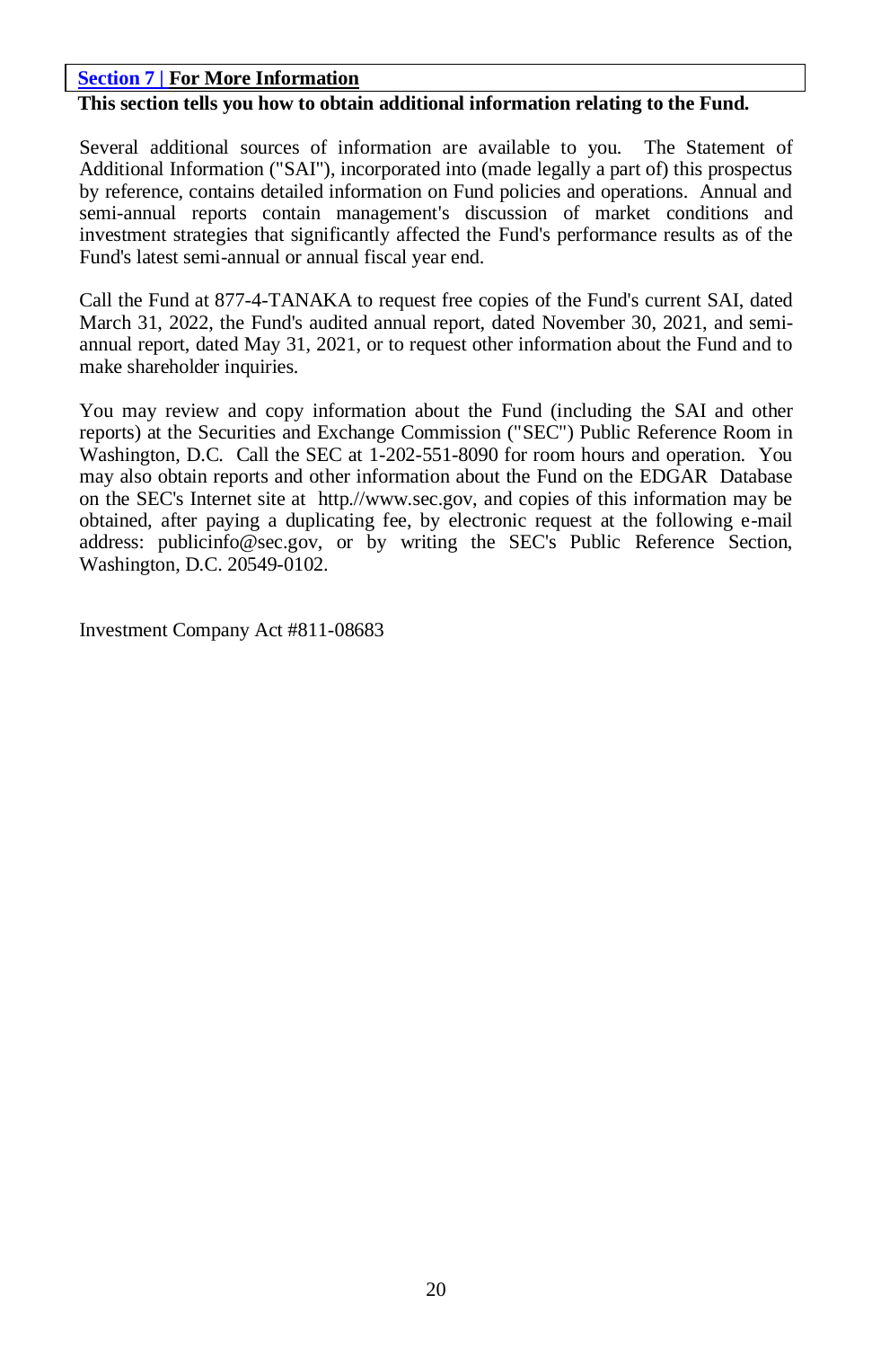## Section 7 | For More Information

**This section tells you how to obtain additional information relating to the Fund.**

Several additional sources of information are available to you. The Statement of Additional Information ("SAI"), incorporated into (made legally a part of) this prospectus by reference, contains detailed information on Fund policies and operations. Annual and semi-annual reports contain management's discussion of market conditions and investment strategies that significantly affected the Fund's performance results as of the Fund's latest semi-annual or annual fiscal year end.

Call the Fund at 877-4-TANAKA to request free copies of the Fund's current SAI, dated March 31, 2022, the Fund's audited annual report, dated November 30, 2021, and semi-annual report, dated May 31, 2021, or to request other information about the Fund and to make shareholder inquiries.

You may review and copy information about the Fund (including the SAI and other reports) at the Securities and Exchange Commission ("SEC") Public Reference Room in Washington, D.C. Call the SEC at 1-202-551-8090 for room hours and operation. You may also obtain reports and other information about the Fund on the EDGAR Database on the SEC's Internet site at http.//www.sec.gov, and copies of this information may be obtained, after paying a duplicating fee, by electronic request at the following e-mail address: publicinfo@sec.gov, or by writing the SEC's Public Reference Section, Washington, D.C. 20549-0102.

Investment Company Act #811-08683